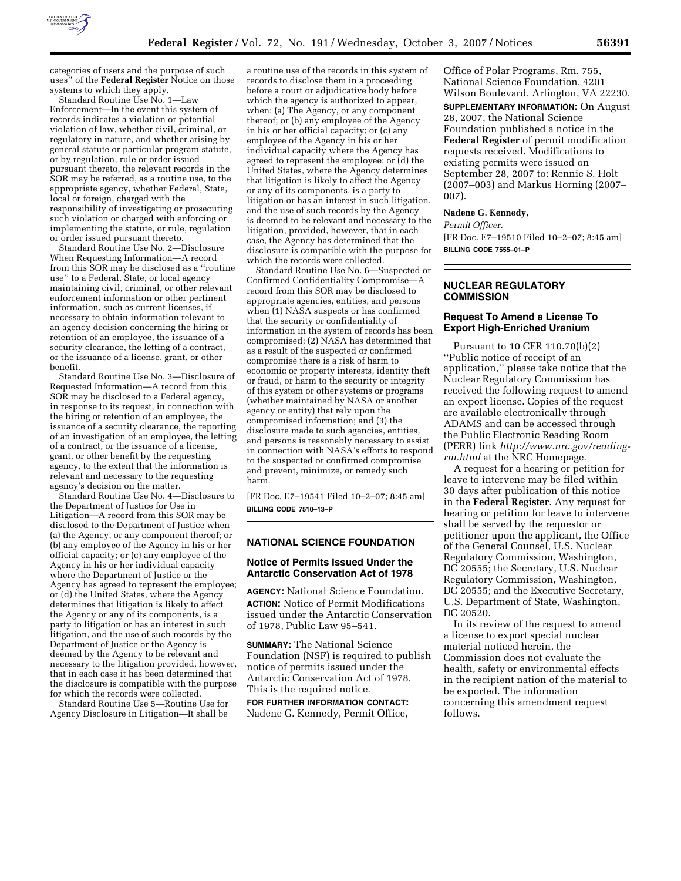categories of users and the purpose of such uses'' of the **Federal Register** Notice on those systems to which they apply.

Standard Routine Use No. 1—Law Enforcement—In the event this system of records indicates a violation or potential violation of law, whether civil, criminal, or regulatory in nature, and whether arising by general statute or particular program statute, or by regulation, rule or order issued pursuant thereto, the relevant records in the SOR may be referred, as a routine use, to the appropriate agency, whether Federal, State, local or foreign, charged with the responsibility of investigating or prosecuting such violation or charged with enforcing or implementing the statute, or rule, regulation or order issued pursuant thereto.

Standard Routine Use No. 2—Disclosure When Requesting Information—A record from this SOR may be disclosed as a ''routine use'' to a Federal, State, or local agency maintaining civil, criminal, or other relevant enforcement information or other pertinent information, such as current licenses, if necessary to obtain information relevant to an agency decision concerning the hiring or retention of an employee, the issuance of a security clearance, the letting of a contract, or the issuance of a license, grant, or other benefit.

Standard Routine Use No. 3—Disclosure of Requested Information—A record from this SOR may be disclosed to a Federal agency, in response to its request, in connection with the hiring or retention of an employee, the issuance of a security clearance, the reporting of an investigation of an employee, the letting of a contract, or the issuance of a license, grant, or other benefit by the requesting agency, to the extent that the information is relevant and necessary to the requesting agency's decision on the matter.

Standard Routine Use No. 4—Disclosure to the Department of Justice for Use in Litigation—A record from this SOR may be disclosed to the Department of Justice when (a) the Agency, or any component thereof; or (b) any employee of the Agency in his or her official capacity; or (c) any employee of the Agency in his or her individual capacity where the Department of Justice or the Agency has agreed to represent the employee; or (d) the United States, where the Agency determines that litigation is likely to affect the Agency or any of its components, is a party to litigation or has an interest in such litigation, and the use of such records by the Department of Justice or the Agency is deemed by the Agency to be relevant and necessary to the litigation provided, however, that in each case it has been determined that the disclosure is compatible with the purpose for which the records were collected.

Standard Routine Use 5—Routine Use for Agency Disclosure in Litigation—It shall be a routine use of the records in this system of records to disclose them in a proceeding before a court or adjudicative body before which the agency is authorized to appear, when: (a) The Agency, or any component thereof; or (b) any employee of the Agency in his or her official capacity; or (c) any employee of the Agency in his or her individual capacity where the Agency has agreed to represent the employee; or (d) the United States, where the Agency determines that litigation is likely to affect the Agency or any of its components, is a party to litigation or has an interest in such litigation, and the use of such records by the Agency is deemed to be relevant and necessary to the litigation, provided, however, that in each case, the Agency has determined that the disclosure is compatible with the purpose for which the records were collected.

Standard Routine Use No. 6—Suspected or Confirmed Confidentiality Compromise—A record from this SOR may be disclosed to appropriate agencies, entities, and persons when (1) NASA suspects or has confirmed that the security or confidentiality of information in the system of records has been compromised; (2) NASA has determined that as a result of the suspected or confirmed compromise there is a risk of harm to economic or property interests, identity theft or fraud, or harm to the security or integrity of this system or other systems or programs (whether maintained by NASA or another agency or entity) that rely upon the compromised information; and (3) the disclosure made to such agencies, entities, and persons is reasonably necessary to assist in connection with NASA's efforts to respond to the suspected or confirmed compromise and prevent, minimize, or remedy such harm.

[FR Doc. E7–19541 Filed 10–2–07; 8:45 am]

**BILLING CODE 7510–13–P**

## NATIONAL SCIENCE FOUNDATION

### Notice of Permits Issued Under the Antarctic Conservation Act of 1978

**AGENCY:** National Science Foundation.

**ACTION:** Notice of Permit Modifications issued under the Antarctic Conservation of 1978, Public Law 95–541.

**SUMMARY:** The National Science Foundation (NSF) is required to publish notice of permits issued under the Antarctic Conservation Act of 1978. This is the required notice.

**FOR FURTHER INFORMATION CONTACT:** Nadene G. Kennedy, Permit Office, Office of Polar Programs, Rm. 755, National Science Foundation, 4201 Wilson Boulevard, Arlington, VA 22230.

**SUPPLEMENTARY INFORMATION:** On August 28, 2007, the National Science Foundation published a notice in the **Federal Register** of permit modification requests received. Modifications to existing permits were issued on September 28, 2007 to: Rennie S. Holt (2007–003) and Markus Horning (2007–007).

**Nadene G. Kennedy,**

*Permit Officer.*

[FR Doc. E7–19510 Filed 10–2–07; 8:45 am]

**BILLING CODE 7555–01–P**

## NUCLEAR REGULATORY COMMISSION

### Request To Amend a License To Export High-Enriched Uranium

Pursuant to 10 CFR 110.70(b)(2) ''Public notice of receipt of an application,'' please take notice that the Nuclear Regulatory Commission has received the following request to amend an export license. Copies of the request are available electronically through ADAMS and can be accessed through the Public Electronic Reading Room (PERR) link *http://www.nrc.gov/reading-rm.html* at the NRC Homepage.

A request for a hearing or petition for leave to intervene may be filed within 30 days after publication of this notice in the **Federal Register**. Any request for hearing or petition for leave to intervene shall be served by the requestor or petitioner upon the applicant, the Office of the General Counsel, U.S. Nuclear Regulatory Commission, Washington, DC 20555; the Secretary, U.S. Nuclear Regulatory Commission, Washington, DC 20555; and the Executive Secretary, U.S. Department of State, Washington, DC 20520.

In its review of the request to amend a license to export special nuclear material noticed herein, the Commission does not evaluate the health, safety or environmental effects in the recipient nation of the material to be exported. The information concerning this amendment request follows.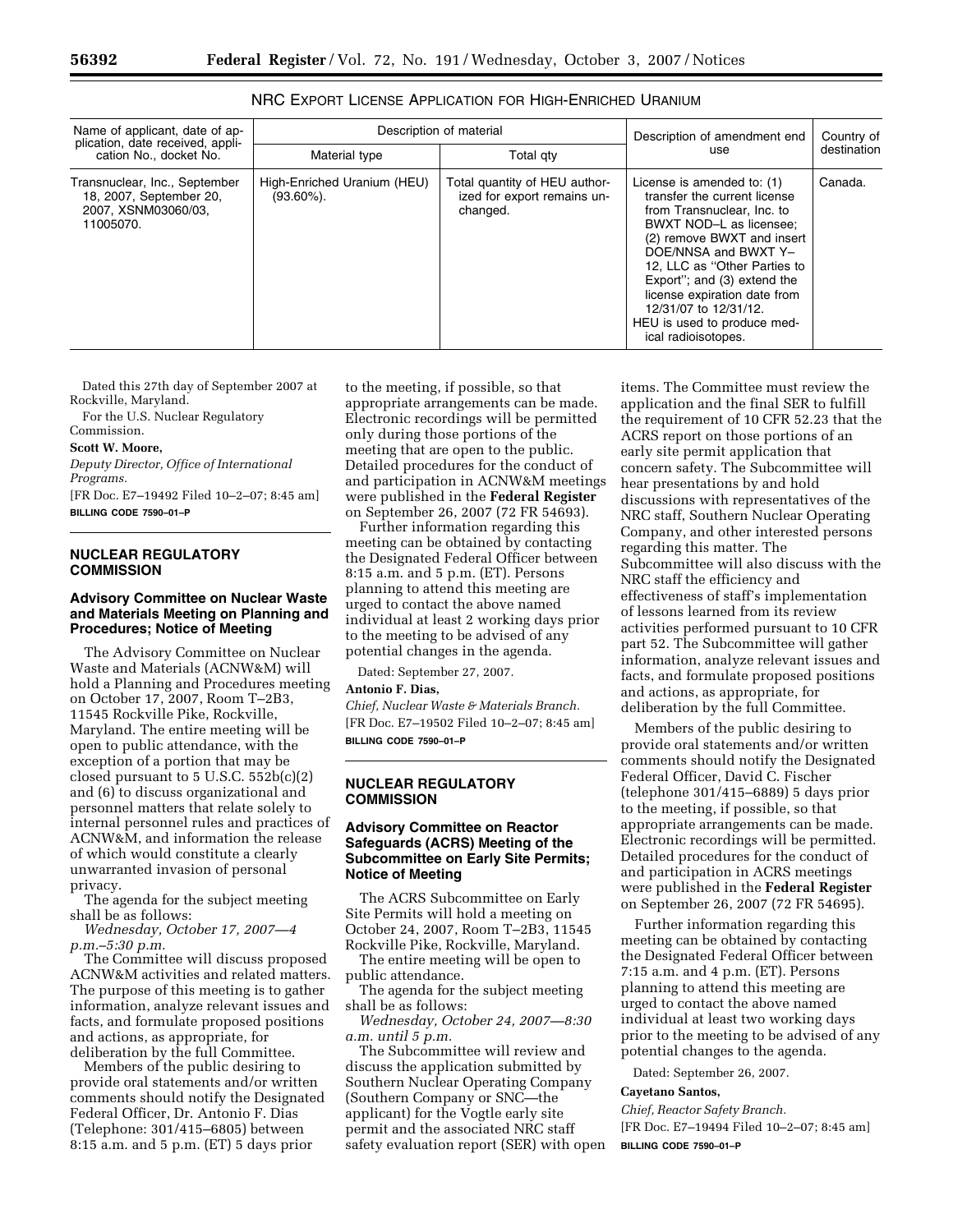NRC EXPORT LICENSE APPLICATION FOR HIGH-ENRICHED URANIUM

| Name of applicant, date of application, date received, application No., docket No. | Description of material | | Description of amendment end use | Country of destination |
|---|---|---|---|---|
| | Material type | Total qty | | |
| Transnuclear, Inc., September 18, 2007, September 20, 2007, XSNM03060/03, 11005070. | High-Enriched Uranium (HEU) (93.60%). | Total quantity of HEU authorized for export remains unchanged. | License is amended to: (1) transfer the current license from Transnuclear, Inc. to BWXT NOD–L as licensee; (2) remove BWXT and insert DOE/NNSA and BWXT Y–12, LLC as "Other Parties to Export"; and (3) extend the license expiration date from 12/31/07 to 12/31/12. HEU is used to produce medical radioisotopes. | Canada. |

Dated this 27th day of September 2007 at Rockville, Maryland.

For the U.S. Nuclear Regulatory Commission.

**Scott W. Moore,**

*Deputy Director, Office of International Programs.*

[FR Doc. E7–19492 Filed 10–2–07; 8:45 am]

**BILLING CODE 7590–01–P**

## NUCLEAR REGULATORY COMMISSION

### Advisory Committee on Nuclear Waste and Materials Meeting on Planning and Procedures; Notice of Meeting

The Advisory Committee on Nuclear Waste and Materials (ACNW&M) will hold a Planning and Procedures meeting on October 17, 2007, Room T–2B3, 11545 Rockville Pike, Rockville, Maryland. The entire meeting will be open to public attendance, with the exception of a portion that may be closed pursuant to 5 U.S.C. 552b(c)(2) and (6) to discuss organizational and personnel matters that relate solely to internal personnel rules and practices of ACNW&M, and information the release of which would constitute a clearly unwarranted invasion of personal privacy.

The agenda for the subject meeting shall be as follows:

*Wednesday, October 17, 2007—4 p.m.–5:30 p.m.*

The Committee will discuss proposed ACNW&M activities and related matters. The purpose of this meeting is to gather information, analyze relevant issues and facts, and formulate proposed positions and actions, as appropriate, for deliberation by the full Committee.

Members of the public desiring to provide oral statements and/or written comments should notify the Designated Federal Officer, Dr. Antonio F. Dias (Telephone: 301/415–6805) between 8:15 a.m. and 5 p.m. (ET) 5 days prior to the meeting, if possible, so that appropriate arrangements can be made. Electronic recordings will be permitted only during those portions of the meeting that are open to the public. Detailed procedures for the conduct of and participation in ACNW&M meetings were published in the **Federal Register** on September 26, 2007 (72 FR 54693).

Further information regarding this meeting can be obtained by contacting the Designated Federal Officer between 8:15 a.m. and 5 p.m. (ET). Persons planning to attend this meeting are urged to contact the above named individual at least 2 working days prior to the meeting to be advised of any potential changes in the agenda.

Dated: September 27, 2007.

**Antonio F. Dias,**

*Chief, Nuclear Waste & Materials Branch.*

[FR Doc. E7–19502 Filed 10–2–07; 8:45 am]

**BILLING CODE 7590–01–P**

## NUCLEAR REGULATORY COMMISSION

### Advisory Committee on Reactor Safeguards (ACRS) Meeting of the Subcommittee on Early Site Permits; Notice of Meeting

The ACRS Subcommittee on Early Site Permits will hold a meeting on October 24, 2007, Room T–2B3, 11545 Rockville Pike, Rockville, Maryland.

The entire meeting will be open to public attendance.

The agenda for the subject meeting shall be as follows:

*Wednesday, October 24, 2007—8:30 a.m. until 5 p.m.*

The Subcommittee will review and discuss the application submitted by Southern Nuclear Operating Company (Southern Company or SNC—the applicant) for the Vogtle early site permit and the associated NRC staff safety evaluation report (SER) with open items. The Committee must review the application and the final SER to fulfill the requirement of 10 CFR 52.23 that the ACRS report on those portions of an early site permit application that concern safety. The Subcommittee will hear presentations by and hold discussions with representatives of the NRC staff, Southern Nuclear Operating Company, and other interested persons regarding this matter. The Subcommittee will also discuss with the NRC staff the efficiency and effectiveness of staff's implementation of lessons learned from its review activities performed pursuant to 10 CFR part 52. The Subcommittee will gather information, analyze relevant issues and facts, and formulate proposed positions and actions, as appropriate, for deliberation by the full Committee.

Members of the public desiring to provide oral statements and/or written comments should notify the Designated Federal Officer, David C. Fischer (telephone 301/415–6889) 5 days prior to the meeting, if possible, so that appropriate arrangements can be made. Electronic recordings will be permitted. Detailed procedures for the conduct of and participation in ACRS meetings were published in the **Federal Register** on September 26, 2007 (72 FR 54695).

Further information regarding this meeting can be obtained by contacting the Designated Federal Officer between 7:15 a.m. and 4 p.m. (ET). Persons planning to attend this meeting are urged to contact the above named individual at least two working days prior to the meeting to be advised of any potential changes to the agenda.

Dated: September 26, 2007.

**Cayetano Santos,**

*Chief, Reactor Safety Branch.*

[FR Doc. E7–19494 Filed 10–2–07; 8:45 am]

**BILLING CODE 7590–01–P**